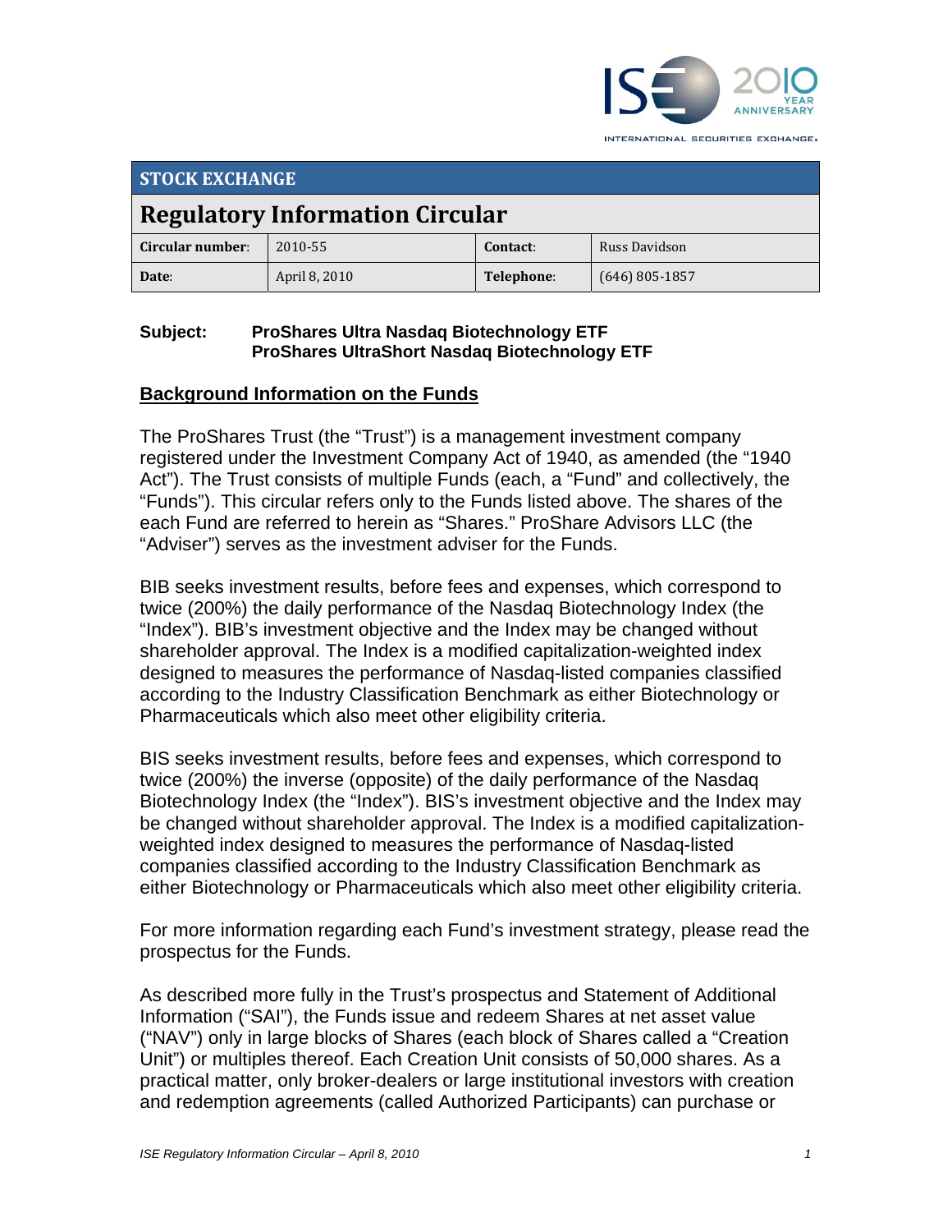**STOCK EXCHANGE**

# Regulatory Information Circular

| Circular number: | 2010-55 | Contact: | Russ Davidson |
|---|---|---|---|
| Date: | April 8, 2010 | Telephone: | (646) 805-1857 |

**Subject: ProShares Ultra Nasdaq Biotechnology ETF**
**ProShares UltraShort Nasdaq Biotechnology ETF**

## Background Information on the Funds

The ProShares Trust (the "Trust") is a management investment company registered under the Investment Company Act of 1940, as amended (the "1940 Act"). The Trust consists of multiple Funds (each, a "Fund" and collectively, the "Funds"). This circular refers only to the Funds listed above. The shares of the each Fund are referred to herein as "Shares." ProShare Advisors LLC (the "Adviser") serves as the investment adviser for the Funds.

BIB seeks investment results, before fees and expenses, which correspond to twice (200%) the daily performance of the Nasdaq Biotechnology Index (the "Index"). BIB's investment objective and the Index may be changed without shareholder approval. The Index is a modified capitalization-weighted index designed to measures the performance of Nasdaq-listed companies classified according to the Industry Classification Benchmark as either Biotechnology or Pharmaceuticals which also meet other eligibility criteria.

BIS seeks investment results, before fees and expenses, which correspond to twice (200%) the inverse (opposite) of the daily performance of the Nasdaq Biotechnology Index (the "Index"). BIS's investment objective and the Index may be changed without shareholder approval. The Index is a modified capitalization-weighted index designed to measures the performance of Nasdaq-listed companies classified according to the Industry Classification Benchmark as either Biotechnology or Pharmaceuticals which also meet other eligibility criteria.

For more information regarding each Fund's investment strategy, please read the prospectus for the Funds.

As described more fully in the Trust's prospectus and Statement of Additional Information ("SAI"), the Funds issue and redeem Shares at net asset value ("NAV") only in large blocks of Shares (each block of Shares called a "Creation Unit") or multiples thereof. Each Creation Unit consists of 50,000 shares. As a practical matter, only broker-dealers or large institutional investors with creation and redemption agreements (called Authorized Participants) can purchase or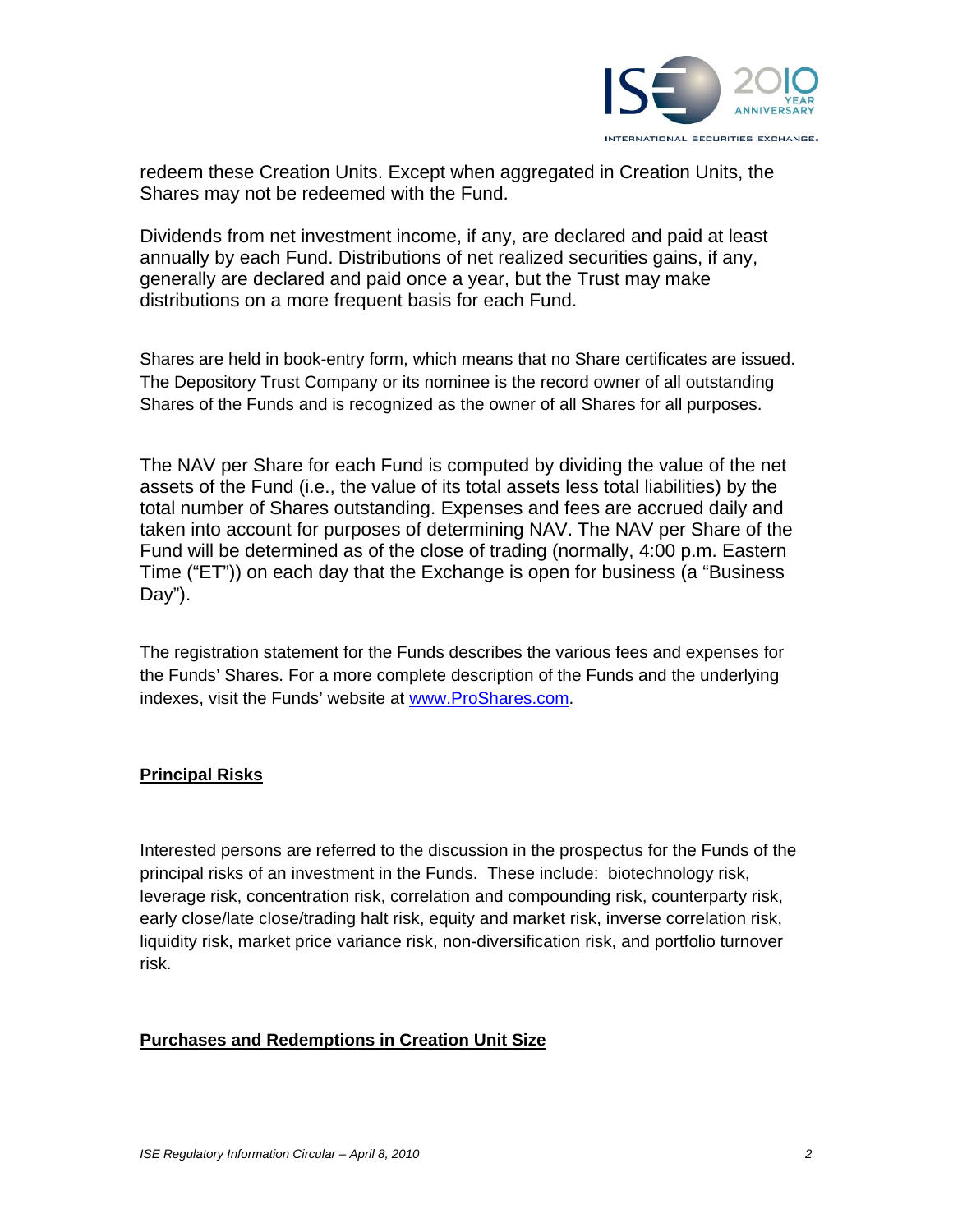redeem these Creation Units. Except when aggregated in Creation Units, the Shares may not be redeemed with the Fund.

Dividends from net investment income, if any, are declared and paid at least annually by each Fund. Distributions of net realized securities gains, if any, generally are declared and paid once a year, but the Trust may make distributions on a more frequent basis for each Fund.

Shares are held in book-entry form, which means that no Share certificates are issued. The Depository Trust Company or its nominee is the record owner of all outstanding Shares of the Funds and is recognized as the owner of all Shares for all purposes.

The NAV per Share for each Fund is computed by dividing the value of the net assets of the Fund (i.e., the value of its total assets less total liabilities) by the total number of Shares outstanding. Expenses and fees are accrued daily and taken into account for purposes of determining NAV. The NAV per Share of the Fund will be determined as of the close of trading (normally, 4:00 p.m. Eastern Time ("ET")) on each day that the Exchange is open for business (a "Business Day").

The registration statement for the Funds describes the various fees and expenses for the Funds' Shares. For a more complete description of the Funds and the underlying indexes, visit the Funds' website at [www.ProShares.com](www.ProShares.com).

## **Principal Risks**

Interested persons are referred to the discussion in the prospectus for the Funds of the principal risks of an investment in the Funds. These include: biotechnology risk, leverage risk, concentration risk, correlation and compounding risk, counterparty risk, early close/late close/trading halt risk, equity and market risk, inverse correlation risk, liquidity risk, market price variance risk, non-diversification risk, and portfolio turnover risk.

## **Purchases and Redemptions in Creation Unit Size**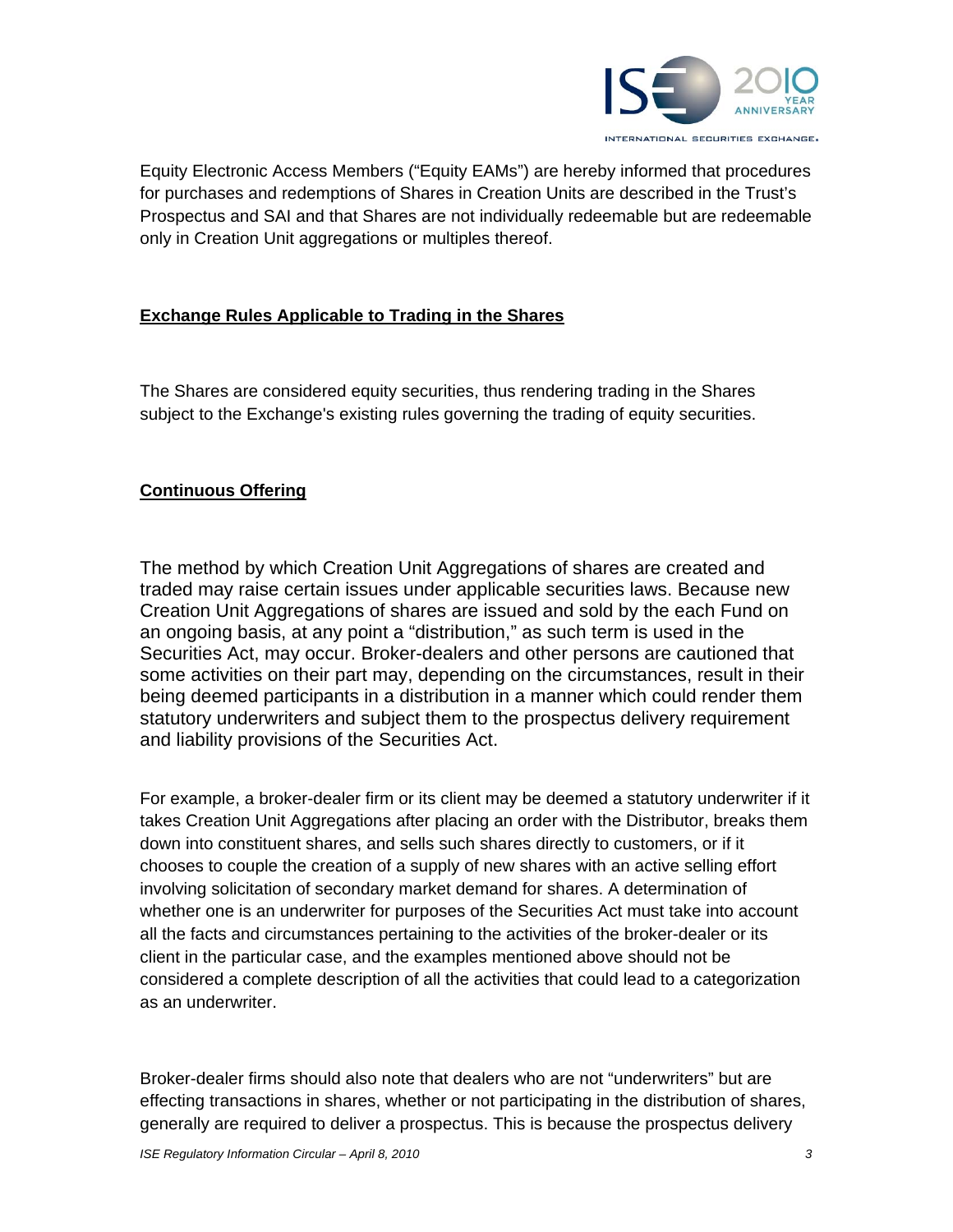Equity Electronic Access Members ("Equity EAMs") are hereby informed that procedures for purchases and redemptions of Shares in Creation Units are described in the Trust's Prospectus and SAI and that Shares are not individually redeemable but are redeemable only in Creation Unit aggregations or multiples thereof.

**Exchange Rules Applicable to Trading in the Shares**

The Shares are considered equity securities, thus rendering trading in the Shares subject to the Exchange's existing rules governing the trading of equity securities.

**Continuous Offering**

The method by which Creation Unit Aggregations of shares are created and traded may raise certain issues under applicable securities laws. Because new Creation Unit Aggregations of shares are issued and sold by the each Fund on an ongoing basis, at any point a "distribution," as such term is used in the Securities Act, may occur. Broker-dealers and other persons are cautioned that some activities on their part may, depending on the circumstances, result in their being deemed participants in a distribution in a manner which could render them statutory underwriters and subject them to the prospectus delivery requirement and liability provisions of the Securities Act.

For example, a broker-dealer firm or its client may be deemed a statutory underwriter if it takes Creation Unit Aggregations after placing an order with the Distributor, breaks them down into constituent shares, and sells such shares directly to customers, or if it chooses to couple the creation of a supply of new shares with an active selling effort involving solicitation of secondary market demand for shares. A determination of whether one is an underwriter for purposes of the Securities Act must take into account all the facts and circumstances pertaining to the activities of the broker-dealer or its client in the particular case, and the examples mentioned above should not be considered a complete description of all the activities that could lead to a categorization as an underwriter.

Broker-dealer firms should also note that dealers who are not "underwriters" but are effecting transactions in shares, whether or not participating in the distribution of shares, generally are required to deliver a prospectus. This is because the prospectus delivery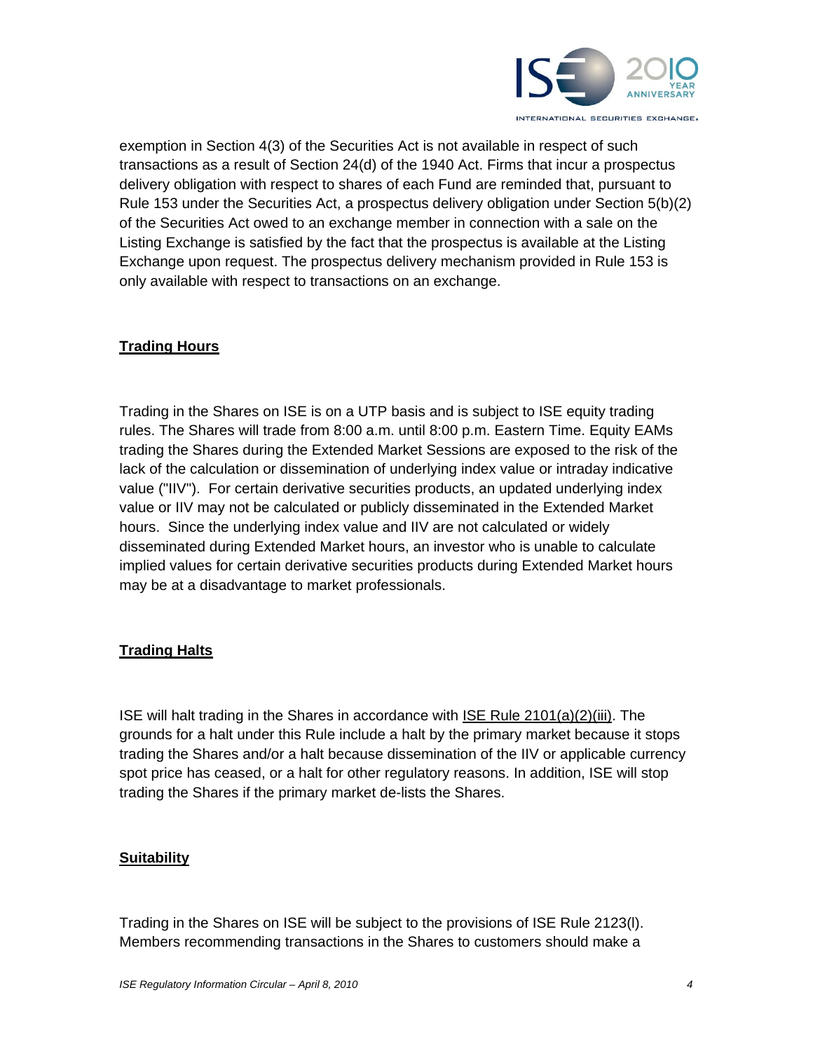exemption in Section 4(3) of the Securities Act is not available in respect of such transactions as a result of Section 24(d) of the 1940 Act. Firms that incur a prospectus delivery obligation with respect to shares of each Fund are reminded that, pursuant to Rule 153 under the Securities Act, a prospectus delivery obligation under Section 5(b)(2) of the Securities Act owed to an exchange member in connection with a sale on the Listing Exchange is satisfied by the fact that the prospectus is available at the Listing Exchange upon request. The prospectus delivery mechanism provided in Rule 153 is only available with respect to transactions on an exchange.

## Trading Hours

Trading in the Shares on ISE is on a UTP basis and is subject to ISE equity trading rules. The Shares will trade from 8:00 a.m. until 8:00 p.m. Eastern Time. Equity EAMs trading the Shares during the Extended Market Sessions are exposed to the risk of the lack of the calculation or dissemination of underlying index value or intraday indicative value ("IIV"). For certain derivative securities products, an updated underlying index value or IIV may not be calculated or publicly disseminated in the Extended Market hours. Since the underlying index value and IIV are not calculated or widely disseminated during Extended Market hours, an investor who is unable to calculate implied values for certain derivative securities products during Extended Market hours may be at a disadvantage to market professionals.

## Trading Halts

ISE will halt trading in the Shares in accordance with ISE Rule 2101(a)(2)(iii). The grounds for a halt under this Rule include a halt by the primary market because it stops trading the Shares and/or a halt because dissemination of the IIV or applicable currency spot price has ceased, or a halt for other regulatory reasons. In addition, ISE will stop trading the Shares if the primary market de-lists the Shares.

## Suitability

Trading in the Shares on ISE will be subject to the provisions of ISE Rule 2123(l). Members recommending transactions in the Shares to customers should make a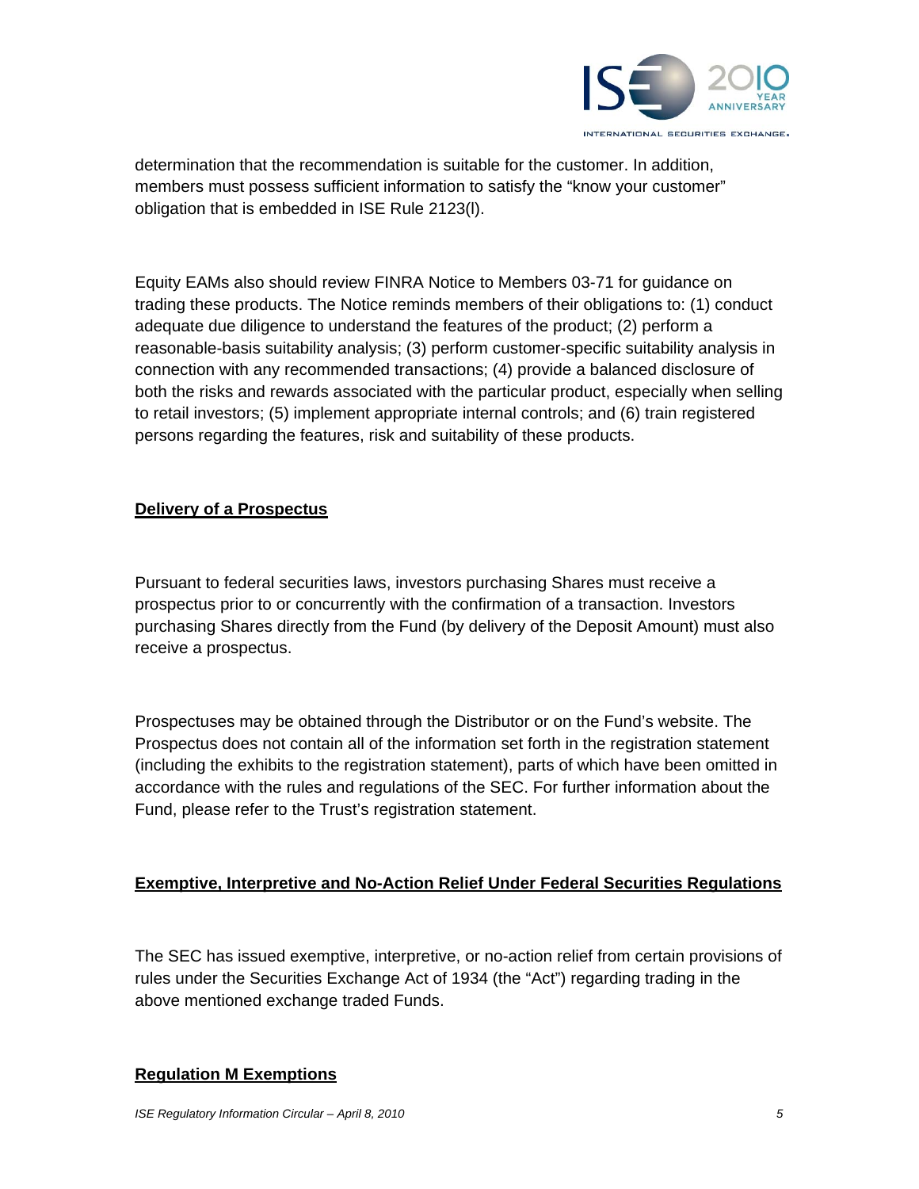determination that the recommendation is suitable for the customer. In addition, members must possess sufficient information to satisfy the "know your customer" obligation that is embedded in ISE Rule 2123(l).

Equity EAMs also should review FINRA Notice to Members 03-71 for guidance on trading these products. The Notice reminds members of their obligations to: (1) conduct adequate due diligence to understand the features of the product; (2) perform a reasonable-basis suitability analysis; (3) perform customer-specific suitability analysis in connection with any recommended transactions; (4) provide a balanced disclosure of both the risks and rewards associated with the particular product, especially when selling to retail investors; (5) implement appropriate internal controls; and (6) train registered persons regarding the features, risk and suitability of these products.

## Delivery of a Prospectus

Pursuant to federal securities laws, investors purchasing Shares must receive a prospectus prior to or concurrently with the confirmation of a transaction. Investors purchasing Shares directly from the Fund (by delivery of the Deposit Amount) must also receive a prospectus.

Prospectuses may be obtained through the Distributor or on the Fund's website. The Prospectus does not contain all of the information set forth in the registration statement (including the exhibits to the registration statement), parts of which have been omitted in accordance with the rules and regulations of the SEC. For further information about the Fund, please refer to the Trust's registration statement.

## Exemptive, Interpretive and No-Action Relief Under Federal Securities Regulations

The SEC has issued exemptive, interpretive, or no-action relief from certain provisions of rules under the Securities Exchange Act of 1934 (the "Act") regarding trading in the above mentioned exchange traded Funds.

## Regulation M Exemptions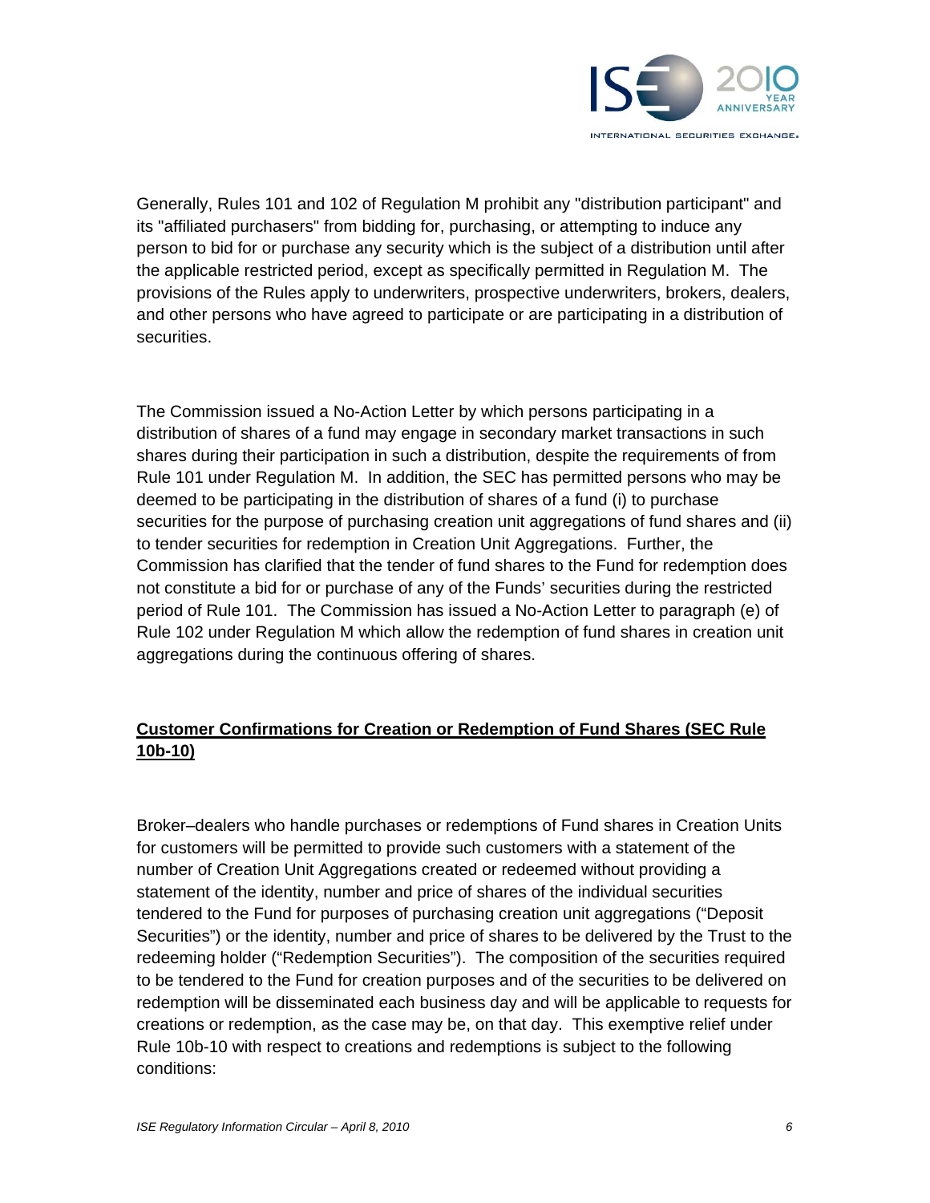Generally, Rules 101 and 102 of Regulation M prohibit any "distribution participant" and its "affiliated purchasers" from bidding for, purchasing, or attempting to induce any person to bid for or purchase any security which is the subject of a distribution until after the applicable restricted period, except as specifically permitted in Regulation M. The provisions of the Rules apply to underwriters, prospective underwriters, brokers, dealers, and other persons who have agreed to participate or are participating in a distribution of securities.

The Commission issued a No-Action Letter by which persons participating in a distribution of shares of a fund may engage in secondary market transactions in such shares during their participation in such a distribution, despite the requirements of from Rule 101 under Regulation M. In addition, the SEC has permitted persons who may be deemed to be participating in the distribution of shares of a fund (i) to purchase securities for the purpose of purchasing creation unit aggregations of fund shares and (ii) to tender securities for redemption in Creation Unit Aggregations. Further, the Commission has clarified that the tender of fund shares to the Fund for redemption does not constitute a bid for or purchase of any of the Funds' securities during the restricted period of Rule 101. The Commission has issued a No-Action Letter to paragraph (e) of Rule 102 under Regulation M which allow the redemption of fund shares in creation unit aggregations during the continuous offering of shares.

**<u>Customer Confirmations for Creation or Redemption of Fund Shares (SEC Rule 10b-10)</u>**

Broker–dealers who handle purchases or redemptions of Fund shares in Creation Units for customers will be permitted to provide such customers with a statement of the number of Creation Unit Aggregations created or redeemed without providing a statement of the identity, number and price of shares of the individual securities tendered to the Fund for purposes of purchasing creation unit aggregations ("Deposit Securities") or the identity, number and price of shares to be delivered by the Trust to the redeeming holder ("Redemption Securities"). The composition of the securities required to be tendered to the Fund for creation purposes and of the securities to be delivered on redemption will be disseminated each business day and will be applicable to requests for creations or redemption, as the case may be, on that day. This exemptive relief under Rule 10b-10 with respect to creations and redemptions is subject to the following conditions: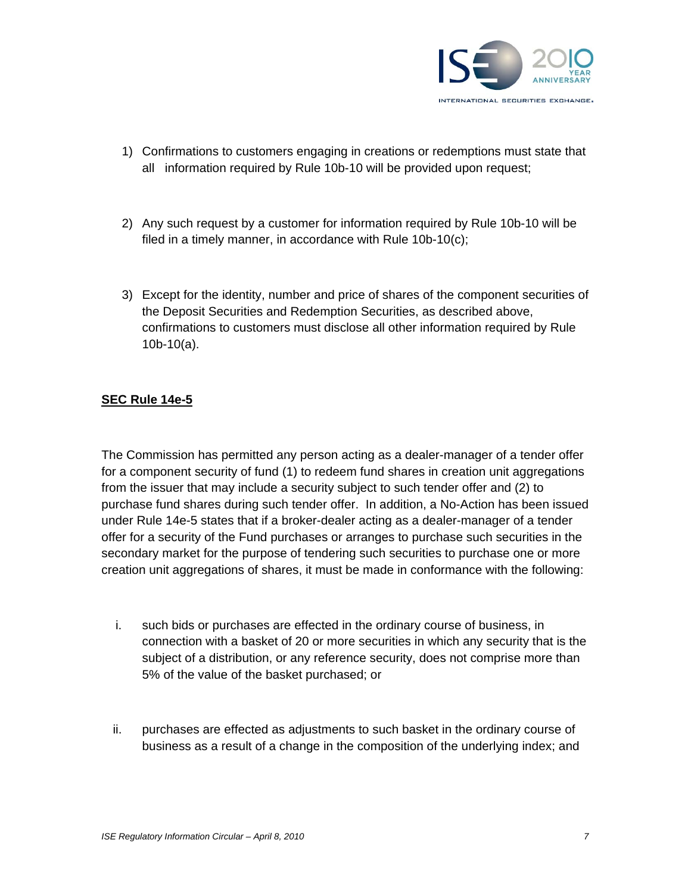1) Confirmations to customers engaging in creations or redemptions must state that all information required by Rule 10b-10 will be provided upon request;

2) Any such request by a customer for information required by Rule 10b-10 will be filed in a timely manner, in accordance with Rule 10b-10(c);

3) Except for the identity, number and price of shares of the component securities of the Deposit Securities and Redemption Securities, as described above, confirmations to customers must disclose all other information required by Rule 10b-10(a).

**SEC Rule 14e-5**

The Commission has permitted any person acting as a dealer-manager of a tender offer for a component security of fund (1) to redeem fund shares in creation unit aggregations from the issuer that may include a security subject to such tender offer and (2) to purchase fund shares during such tender offer. In addition, a No-Action has been issued under Rule 14e-5 states that if a broker-dealer acting as a dealer-manager of a tender offer for a security of the Fund purchases or arranges to purchase such securities in the secondary market for the purpose of tendering such securities to purchase one or more creation unit aggregations of shares, it must be made in conformance with the following:

i. such bids or purchases are effected in the ordinary course of business, in connection with a basket of 20 or more securities in which any security that is the subject of a distribution, or any reference security, does not comprise more than 5% of the value of the basket purchased; or

ii. purchases are effected as adjustments to such basket in the ordinary course of business as a result of a change in the composition of the underlying index; and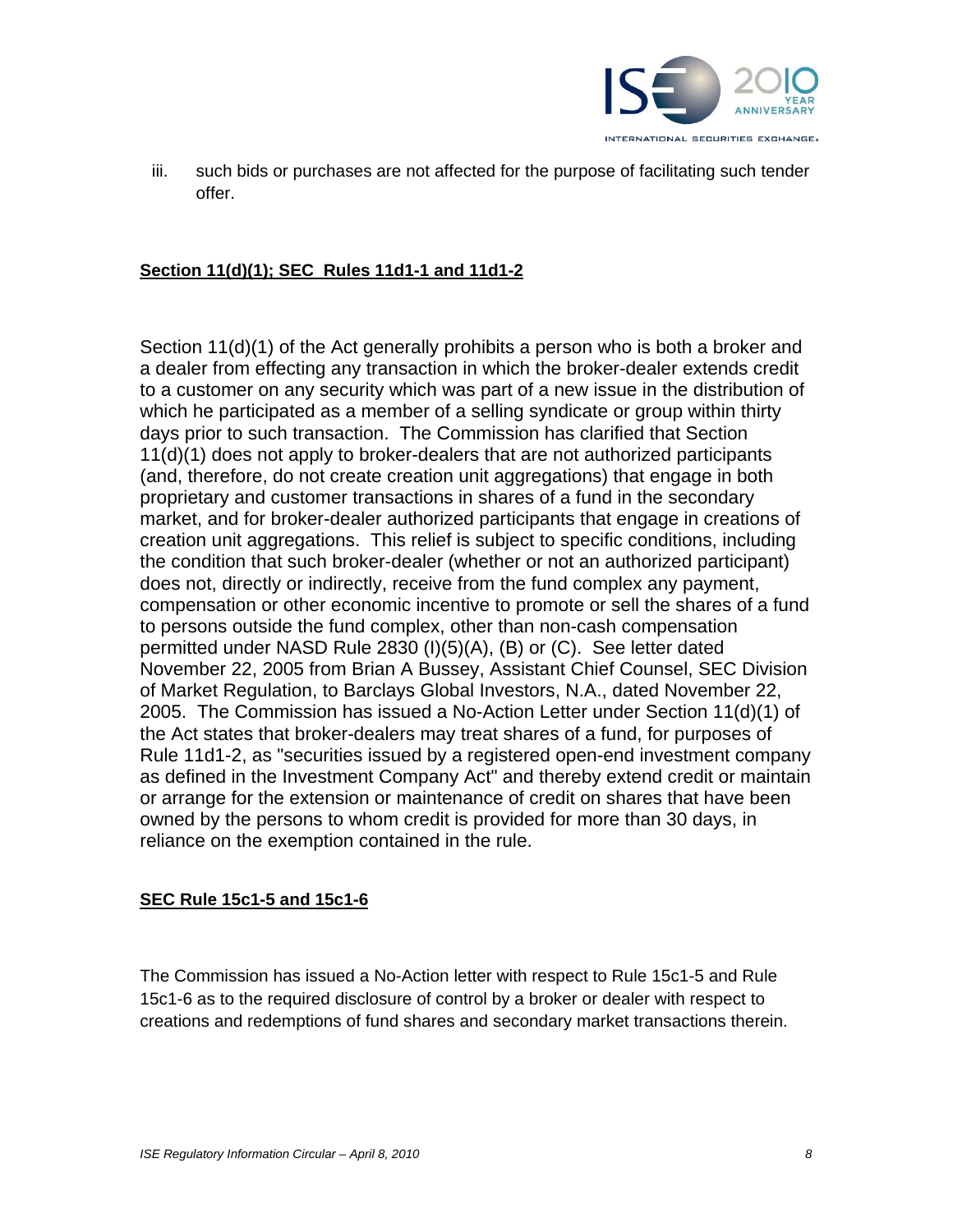iii. such bids or purchases are not affected for the purpose of facilitating such tender offer.

**Section 11(d)(1); SEC Rules 11d1-1 and 11d1-2**

Section 11(d)(1) of the Act generally prohibits a person who is both a broker and a dealer from effecting any transaction in which the broker-dealer extends credit to a customer on any security which was part of a new issue in the distribution of which he participated as a member of a selling syndicate or group within thirty days prior to such transaction. The Commission has clarified that Section 11(d)(1) does not apply to broker-dealers that are not authorized participants (and, therefore, do not create creation unit aggregations) that engage in both proprietary and customer transactions in shares of a fund in the secondary market, and for broker-dealer authorized participants that engage in creations of creation unit aggregations. This relief is subject to specific conditions, including the condition that such broker-dealer (whether or not an authorized participant) does not, directly or indirectly, receive from the fund complex any payment, compensation or other economic incentive to promote or sell the shares of a fund to persons outside the fund complex, other than non-cash compensation permitted under NASD Rule 2830 (I)(5)(A), (B) or (C). See letter dated November 22, 2005 from Brian A Bussey, Assistant Chief Counsel, SEC Division of Market Regulation, to Barclays Global Investors, N.A., dated November 22, 2005. The Commission has issued a No-Action Letter under Section 11(d)(1) of the Act states that broker-dealers may treat shares of a fund, for purposes of Rule 11d1-2, as "securities issued by a registered open-end investment company as defined in the Investment Company Act" and thereby extend credit or maintain or arrange for the extension or maintenance of credit on shares that have been owned by the persons to whom credit is provided for more than 30 days, in reliance on the exemption contained in the rule.

**SEC Rule 15c1-5 and 15c1-6**

The Commission has issued a No-Action letter with respect to Rule 15c1-5 and Rule 15c1-6 as to the required disclosure of control by a broker or dealer with respect to creations and redemptions of fund shares and secondary market transactions therein.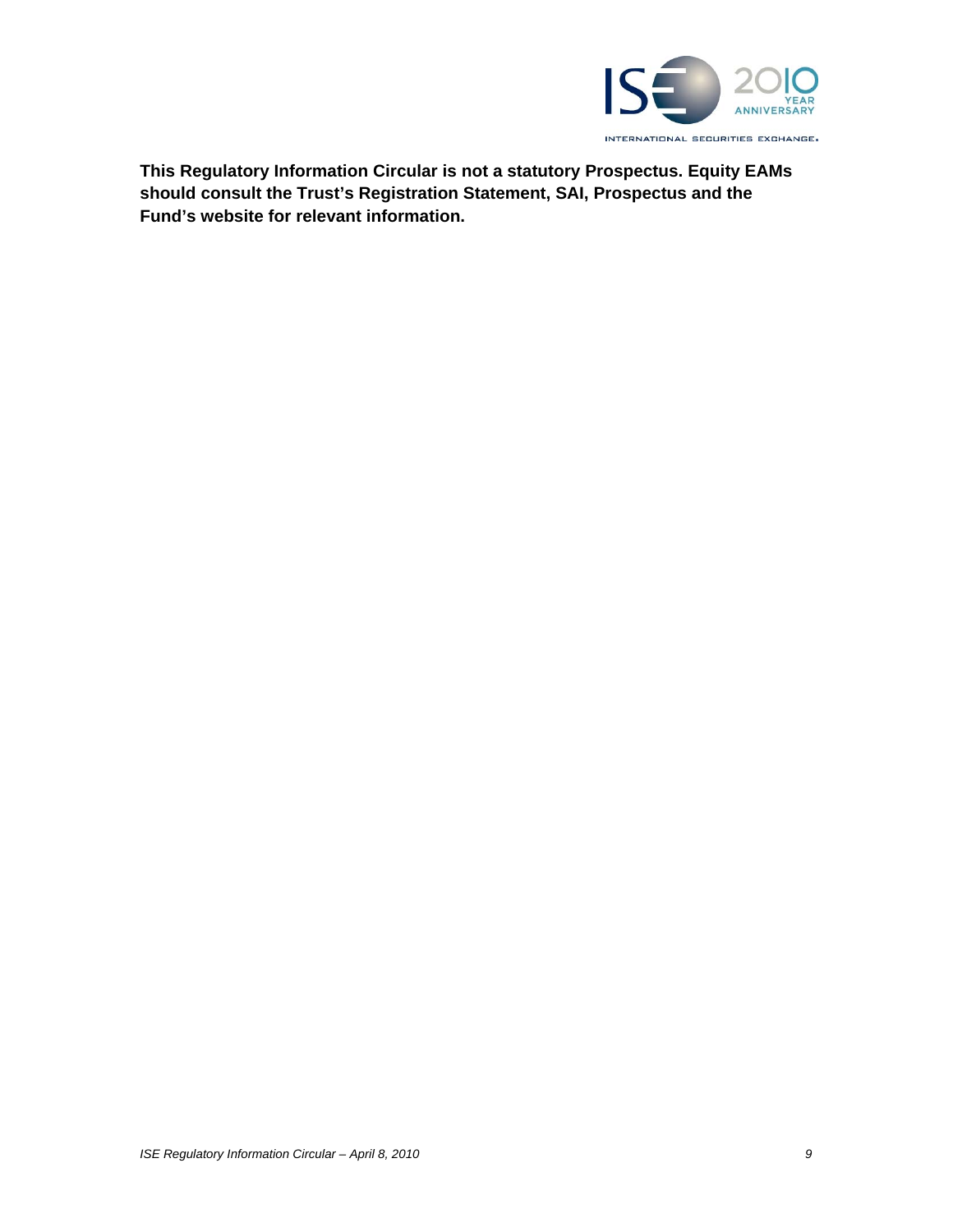**This Regulatory Information Circular is not a statutory Prospectus. Equity EAMs should consult the Trust's Registration Statement, SAI, Prospectus and the Fund's website for relevant information.**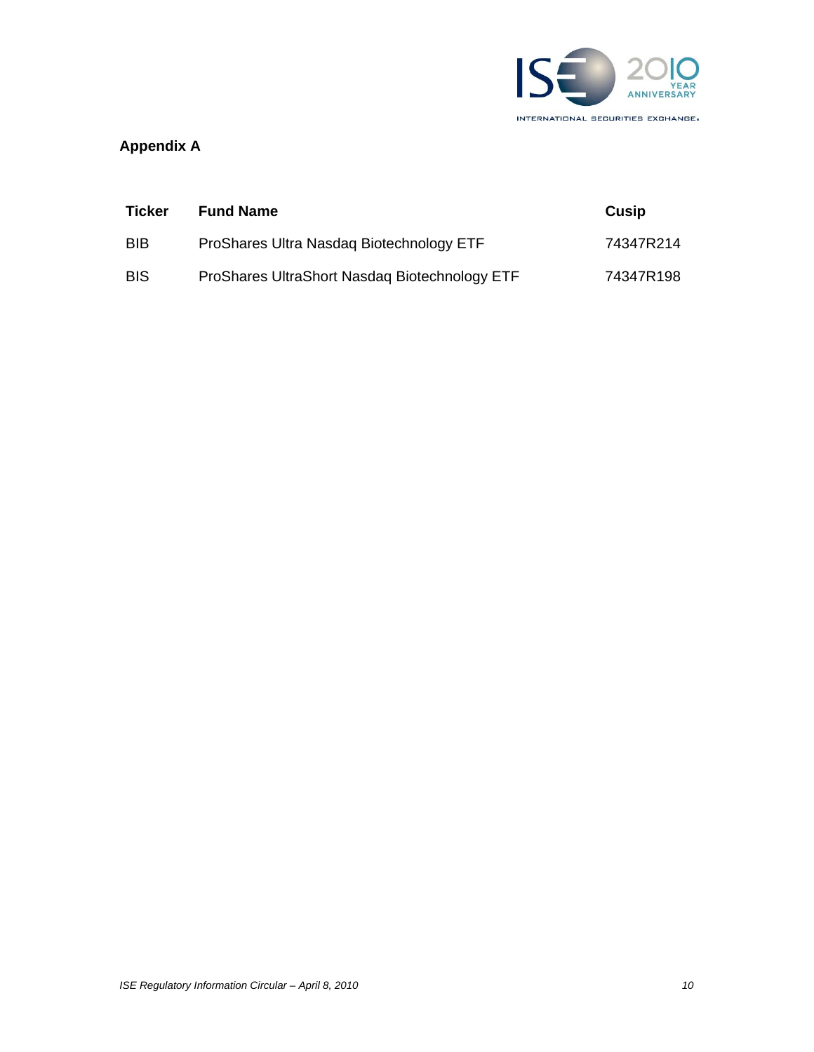## Appendix A

| Ticker | Fund Name | Cusip |
|---|---|---|
| BIB | ProShares Ultra Nasdaq Biotechnology ETF | 74347R214 |
| BIS | ProShares UltraShort Nasdaq Biotechnology ETF | 74347R198 |